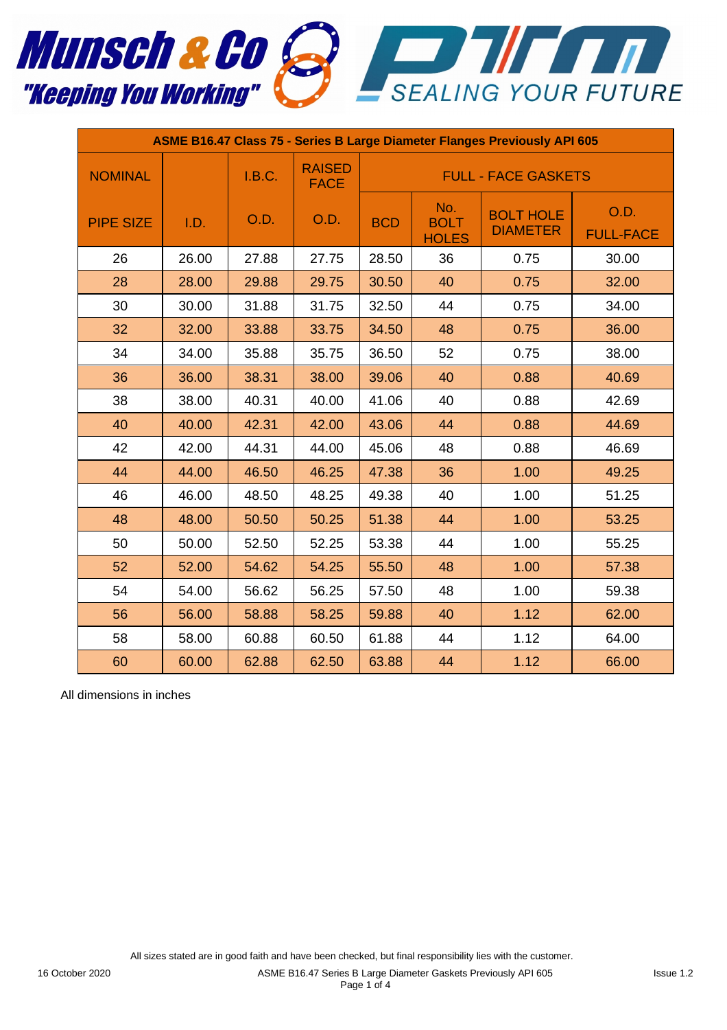Munsch & Co "Keeping You Working"

PTM SEALING YOUR FUTURE

| ASME B16.47 Class 75 - Series B Large Diameter Flanges Previously API 605 | | | | | | | |
|---|---|---|---|---|---|---|---|
| NOMINAL | | I.B.C. | RAISED FACE | FULL - FACE GASKETS | | | |
| PIPE SIZE | I.D. | O.D. | O.D. | BCD | No. BOLT HOLES | BOLT HOLE DIAMETER | O.D. FULL-FACE |
| 26 | 26.00 | 27.88 | 27.75 | 28.50 | 36 | 0.75 | 30.00 |
| 28 | 28.00 | 29.88 | 29.75 | 30.50 | 40 | 0.75 | 32.00 |
| 30 | 30.00 | 31.88 | 31.75 | 32.50 | 44 | 0.75 | 34.00 |
| 32 | 32.00 | 33.88 | 33.75 | 34.50 | 48 | 0.75 | 36.00 |
| 34 | 34.00 | 35.88 | 35.75 | 36.50 | 52 | 0.75 | 38.00 |
| 36 | 36.00 | 38.31 | 38.00 | 39.06 | 40 | 0.88 | 40.69 |
| 38 | 38.00 | 40.31 | 40.00 | 41.06 | 40 | 0.88 | 42.69 |
| 40 | 40.00 | 42.31 | 42.00 | 43.06 | 44 | 0.88 | 44.69 |
| 42 | 42.00 | 44.31 | 44.00 | 45.06 | 48 | 0.88 | 46.69 |
| 44 | 44.00 | 46.50 | 46.25 | 47.38 | 36 | 1.00 | 49.25 |
| 46 | 46.00 | 48.50 | 48.25 | 49.38 | 40 | 1.00 | 51.25 |
| 48 | 48.00 | 50.50 | 50.25 | 51.38 | 44 | 1.00 | 53.25 |
| 50 | 50.00 | 52.50 | 52.25 | 53.38 | 44 | 1.00 | 55.25 |
| 52 | 52.00 | 54.62 | 54.25 | 55.50 | 48 | 1.00 | 57.38 |
| 54 | 54.00 | 56.62 | 56.25 | 57.50 | 48 | 1.00 | 59.38 |
| 56 | 56.00 | 58.88 | 58.25 | 59.88 | 40 | 1.12 | 62.00 |
| 58 | 58.00 | 60.88 | 60.50 | 61.88 | 44 | 1.12 | 64.00 |
| 60 | 60.00 | 62.88 | 62.50 | 63.88 | 44 | 1.12 | 66.00 |

All dimensions in inches

All sizes stated are in good faith and have been checked, but final responsibility lies with the customer.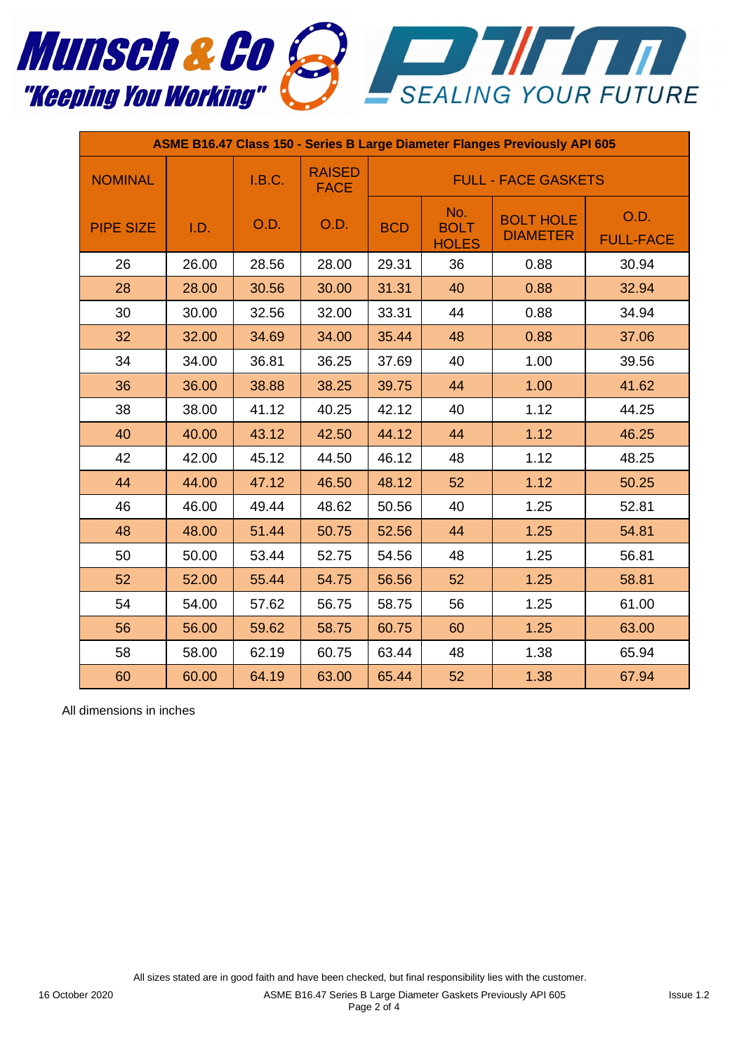| ASME B16.47 Class 150 - Series B Large Diameter Flanges Previously API 605 | | | | | | | |
|---|---|---|---|---|---|---|---|
| NOMINAL | | I.B.C. | RAISED FACE | FULL - FACE GASKETS | | | |
| PIPE SIZE | I.D. | O.D. | O.D. | BCD | No. BOLT HOLES | BOLT HOLE DIAMETER | O.D. FULL-FACE |
| 26 | 26.00 | 28.56 | 28.00 | 29.31 | 36 | 0.88 | 30.94 |
| 28 | 28.00 | 30.56 | 30.00 | 31.31 | 40 | 0.88 | 32.94 |
| 30 | 30.00 | 32.56 | 32.00 | 33.31 | 44 | 0.88 | 34.94 |
| 32 | 32.00 | 34.69 | 34.00 | 35.44 | 48 | 0.88 | 37.06 |
| 34 | 34.00 | 36.81 | 36.25 | 37.69 | 40 | 1.00 | 39.56 |
| 36 | 36.00 | 38.88 | 38.25 | 39.75 | 44 | 1.00 | 41.62 |
| 38 | 38.00 | 41.12 | 40.25 | 42.12 | 40 | 1.12 | 44.25 |
| 40 | 40.00 | 43.12 | 42.50 | 44.12 | 44 | 1.12 | 46.25 |
| 42 | 42.00 | 45.12 | 44.50 | 46.12 | 48 | 1.12 | 48.25 |
| 44 | 44.00 | 47.12 | 46.50 | 48.12 | 52 | 1.12 | 50.25 |
| 46 | 46.00 | 49.44 | 48.62 | 50.56 | 40 | 1.25 | 52.81 |
| 48 | 48.00 | 51.44 | 50.75 | 52.56 | 44 | 1.25 | 54.81 |
| 50 | 50.00 | 53.44 | 52.75 | 54.56 | 48 | 1.25 | 56.81 |
| 52 | 52.00 | 55.44 | 54.75 | 56.56 | 52 | 1.25 | 58.81 |
| 54 | 54.00 | 57.62 | 56.75 | 58.75 | 56 | 1.25 | 61.00 |
| 56 | 56.00 | 59.62 | 58.75 | 60.75 | 60 | 1.25 | 63.00 |
| 58 | 58.00 | 62.19 | 60.75 | 63.44 | 48 | 1.38 | 65.94 |
| 60 | 60.00 | 64.19 | 63.00 | 65.44 | 52 | 1.38 | 67.94 |

All dimensions in inches

All sizes stated are in good faith and have been checked, but final responsibility lies with the customer.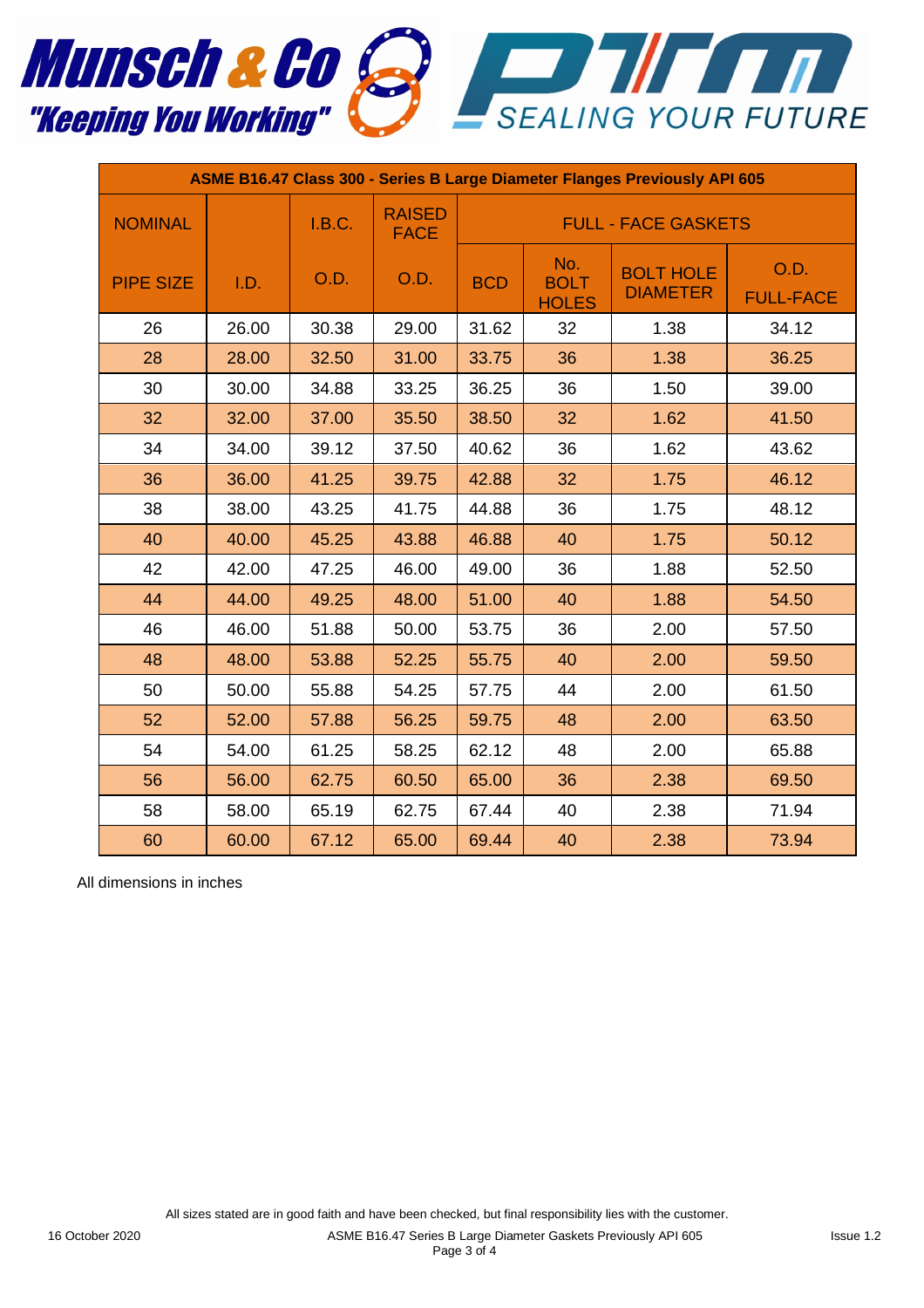| ASME B16.47 Class 300 - Series B Large Diameter Flanges Previously API 605 | | | | | | | |
|---|---|---|---|---|---|---|---|
| NOMINAL | | I.B.C. | RAISED FACE | FULL - FACE GASKETS | | | |
| PIPE SIZE | I.D. | O.D. | O.D. | BCD | No. BOLT HOLES | BOLT HOLE DIAMETER | O.D. FULL-FACE |
| 26 | 26.00 | 30.38 | 29.00 | 31.62 | 32 | 1.38 | 34.12 |
| 28 | 28.00 | 32.50 | 31.00 | 33.75 | 36 | 1.38 | 36.25 |
| 30 | 30.00 | 34.88 | 33.25 | 36.25 | 36 | 1.50 | 39.00 |
| 32 | 32.00 | 37.00 | 35.50 | 38.50 | 32 | 1.62 | 41.50 |
| 34 | 34.00 | 39.12 | 37.50 | 40.62 | 36 | 1.62 | 43.62 |
| 36 | 36.00 | 41.25 | 39.75 | 42.88 | 32 | 1.75 | 46.12 |
| 38 | 38.00 | 43.25 | 41.75 | 44.88 | 36 | 1.75 | 48.12 |
| 40 | 40.00 | 45.25 | 43.88 | 46.88 | 40 | 1.75 | 50.12 |
| 42 | 42.00 | 47.25 | 46.00 | 49.00 | 36 | 1.88 | 52.50 |
| 44 | 44.00 | 49.25 | 48.00 | 51.00 | 40 | 1.88 | 54.50 |
| 46 | 46.00 | 51.88 | 50.00 | 53.75 | 36 | 2.00 | 57.50 |
| 48 | 48.00 | 53.88 | 52.25 | 55.75 | 40 | 2.00 | 59.50 |
| 50 | 50.00 | 55.88 | 54.25 | 57.75 | 44 | 2.00 | 61.50 |
| 52 | 52.00 | 57.88 | 56.25 | 59.75 | 48 | 2.00 | 63.50 |
| 54 | 54.00 | 61.25 | 58.25 | 62.12 | 48 | 2.00 | 65.88 |
| 56 | 56.00 | 62.75 | 60.50 | 65.00 | 36 | 2.38 | 69.50 |
| 58 | 58.00 | 65.19 | 62.75 | 67.44 | 40 | 2.38 | 71.94 |
| 60 | 60.00 | 67.12 | 65.00 | 69.44 | 40 | 2.38 | 73.94 |

All dimensions in inches

All sizes stated are in good faith and have been checked, but final responsibility lies with the customer.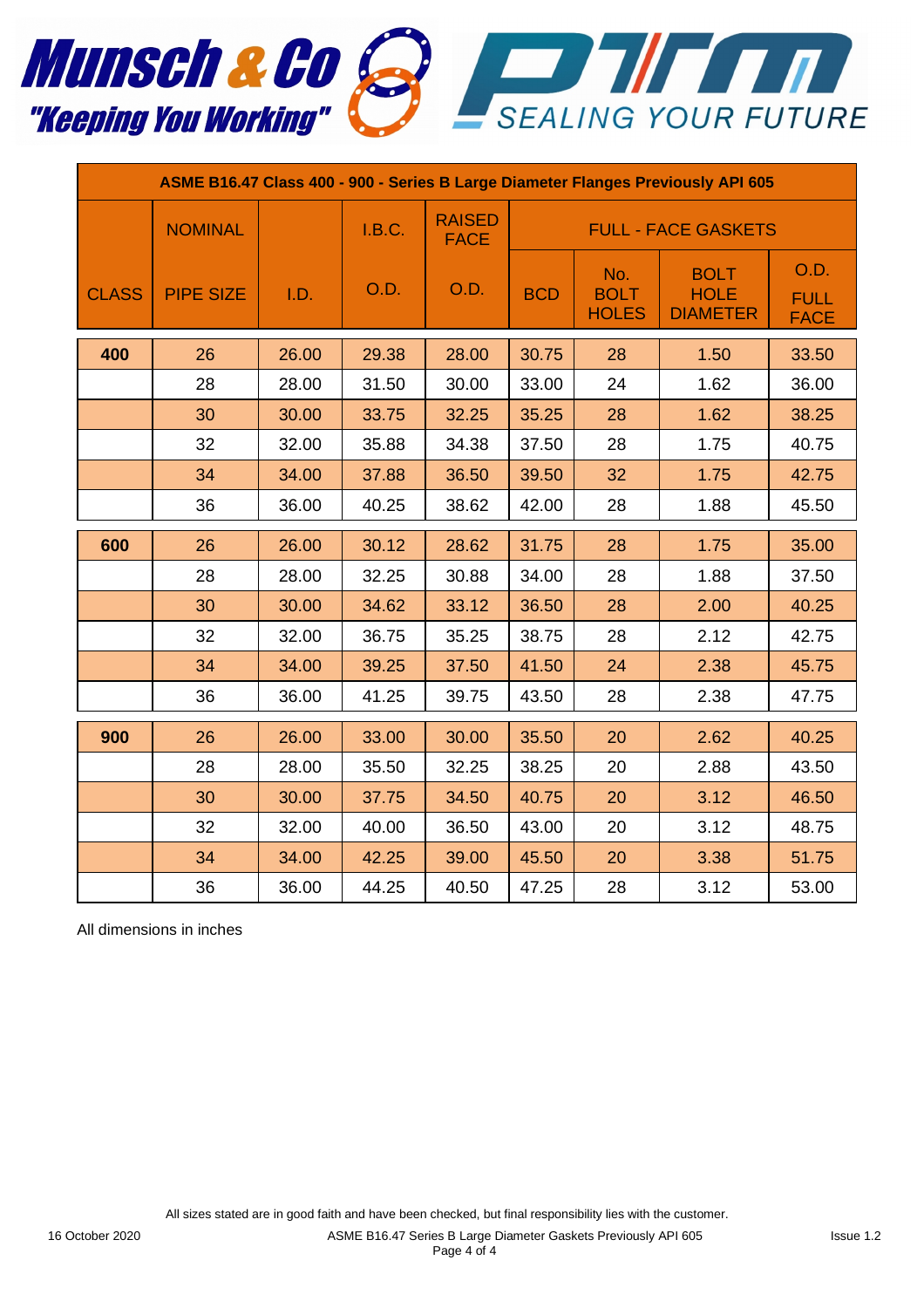Munsch & Co "Keeping You Working"

SEALING YOUR FUTURE

| ASME B16.47 Class 400 - 900 - Series B Large Diameter Flanges Previously API 605 | | | | | | | | |
|---|---|---|---|---|---|---|---|---|
| | NOMINAL | | I.B.C. | RAISED FACE | FULL - FACE GASKETS | | | |
| CLASS | PIPE SIZE | I.D. | O.D. | O.D. | BCD | No. BOLT HOLES | BOLT HOLE DIAMETER | O.D. FULL FACE |
| **400** | 26 | 26.00 | 29.38 | 28.00 | 30.75 | 28 | 1.50 | 33.50 |
| | 28 | 28.00 | 31.50 | 30.00 | 33.00 | 24 | 1.62 | 36.00 |
| | 30 | 30.00 | 33.75 | 32.25 | 35.25 | 28 | 1.62 | 38.25 |
| | 32 | 32.00 | 35.88 | 34.38 | 37.50 | 28 | 1.75 | 40.75 |
| | 34 | 34.00 | 37.88 | 36.50 | 39.50 | 32 | 1.75 | 42.75 |
| | 36 | 36.00 | 40.25 | 38.62 | 42.00 | 28 | 1.88 | 45.50 |
| **600** | 26 | 26.00 | 30.12 | 28.62 | 31.75 | 28 | 1.75 | 35.00 |
| | 28 | 28.00 | 32.25 | 30.88 | 34.00 | 28 | 1.88 | 37.50 |
| | 30 | 30.00 | 34.62 | 33.12 | 36.50 | 28 | 2.00 | 40.25 |
| | 32 | 32.00 | 36.75 | 35.25 | 38.75 | 28 | 2.12 | 42.75 |
| | 34 | 34.00 | 39.25 | 37.50 | 41.50 | 24 | 2.38 | 45.75 |
| | 36 | 36.00 | 41.25 | 39.75 | 43.50 | 28 | 2.38 | 47.75 |
| **900** | 26 | 26.00 | 33.00 | 30.00 | 35.50 | 20 | 2.62 | 40.25 |
| | 28 | 28.00 | 35.50 | 32.25 | 38.25 | 20 | 2.88 | 43.50 |
| | 30 | 30.00 | 37.75 | 34.50 | 40.75 | 20 | 3.12 | 46.50 |
| | 32 | 32.00 | 40.00 | 36.50 | 43.00 | 20 | 3.12 | 48.75 |
| | 34 | 34.00 | 42.25 | 39.00 | 45.50 | 20 | 3.38 | 51.75 |
| | 36 | 36.00 | 44.25 | 40.50 | 47.25 | 28 | 3.12 | 53.00 |

All dimensions in inches

All sizes stated are in good faith and have been checked, but final responsibility lies with the customer.